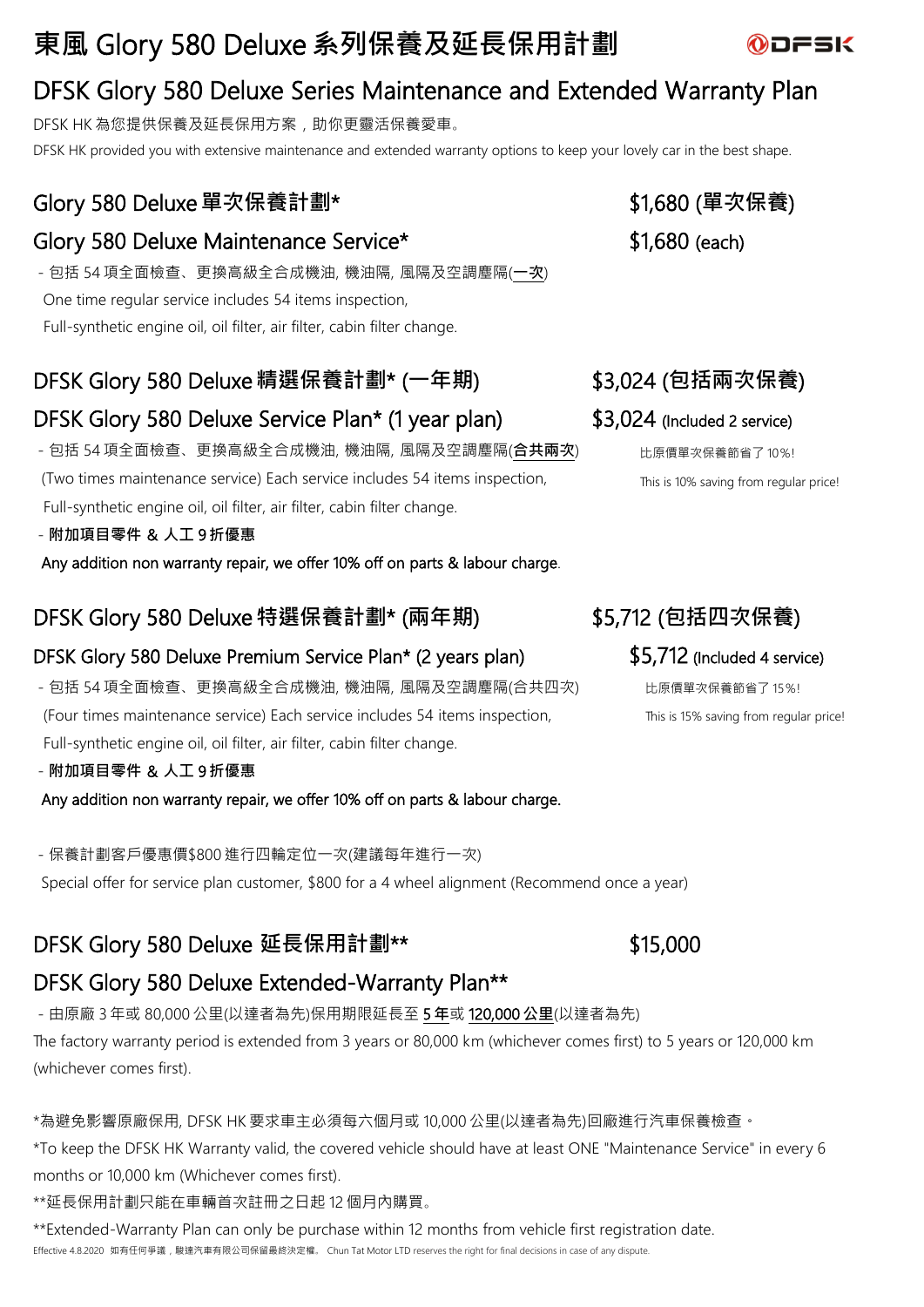# 東風 Glory 580 Deluxe 系列保養及延長保用計劃

# DFSK Glory 580 Deluxe Series Maintenance and Extended Warranty Plan

DFSK HK 為您提供保養及延長保用方案，助你更靈活保養愛車。

DFSK HK provided you with extensive maintenance and extended warranty options to keep your lovely car in the best shape.

## Glory 580 Deluxe 單次保養計劃* — $1,680 (單次保養)

## Glory 580 Deluxe Maintenance Service* — $1,680 (each)

- 包括 54 項全面檢查、更換高級全合成機油, 機油隔, 風隔及空調塵隔(一次)

  One time regular service includes 54 items inspection, Full-synthetic engine oil, oil filter, air filter, cabin filter change.

## DFSK Glory 580 Deluxe 精選保養計劃* (一年期) — $3,024 (包括兩次保養)

## DFSK Glory 580 Deluxe Service Plan* (1 year plan) — $3,024 (Included 2 service)

比原價單次保養節省了 10%!

This is 10% saving from regular price!

- 包括 54 項全面檢查、更換高級全合成機油, 機油隔, 風隔及空調塵隔(**合共兩次**)

  (Two times maintenance service) Each service includes 54 items inspection, Full-synthetic engine oil, oil filter, air filter, cabin filter change.

- **附加項目零件 & 人工 9 折優惠**

  Any addition non warranty repair, we offer 10% off on parts & labour charge.

## DFSK Glory 580 Deluxe 特選保養計劃* (兩年期) — $5,712 (包括四次保養)

## DFSK Glory 580 Deluxe Premium Service Plan* (2 years plan) — $5,712 (Included 4 service)

比原價單次保養節省了 15%!

This is 15% saving from regular price!

- 包括 54 項全面檢查、更換高級全合成機油, 機油隔, 風隔及空調塵隔(合共四次)

  (Four times maintenance service) Each service includes 54 items inspection, Full-synthetic engine oil, oil filter, air filter, cabin filter change.

- **附加項目零件 & 人工 9 折優惠**

  Any addition non warranty repair, we offer 10% off on parts & labour charge.

- 保養計劃客戶優惠價$800 進行四輪定位一次(建議每年進行一次)

  Special offer for service plan customer, $800 for a 4 wheel alignment (Recommend once a year)

## DFSK Glory 580 Deluxe 延長保用計劃** — $15,000

## DFSK Glory 580 Deluxe Extended-Warranty Plan**

- 由原廠 3 年或 80,000 公里(以達者為先)保用期限延長至 5 年或 120,000 公里(以達者為先)

The factory warranty period is extended from 3 years or 80,000 km (whichever comes first) to 5 years or 120,000 km (whichever comes first).

*為避免影響原廠保用, DFSK HK 要求車主必須每六個月或 10,000 公里(以達者為先)回廠進行汽車保養檢查。

*To keep the DFSK HK Warranty valid, the covered vehicle should have at least ONE "Maintenance Service" in every 6 months or 10,000 km (Whichever comes first).

**延長保用計劃只能在車輛首次註冊之日起 12 個月內購買。

**Extended-Warranty Plan can only be purchase within 12 months from vehicle first registration date.

Effective 4.8.2020 如有任何爭議，駿達汽車有限公司保留最終決定權。 Chun Tat Motor LTD reserves the right for final decisions in case of any dispute.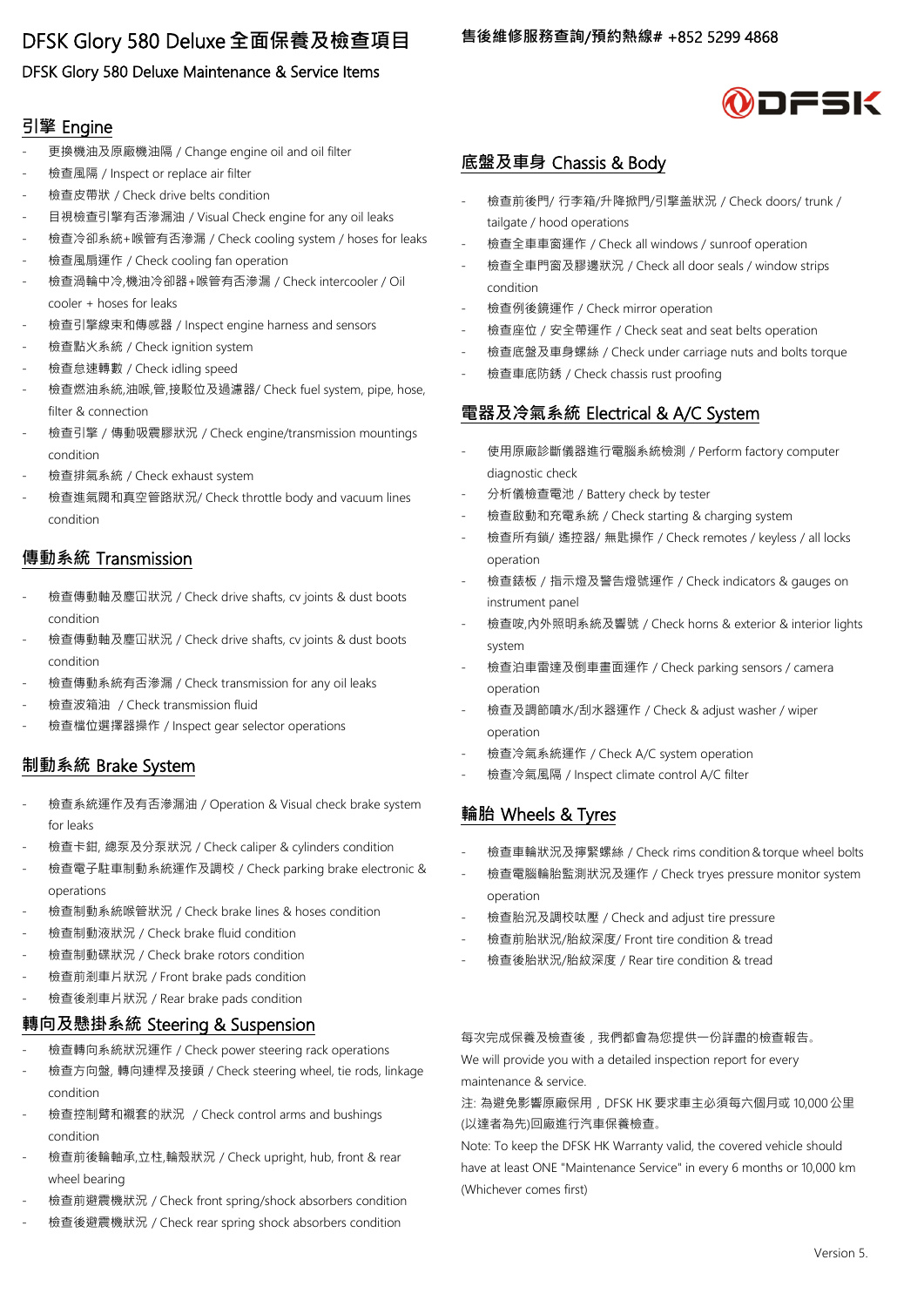# DFSK Glory 580 Deluxe 全面保養及檢查項目

DFSK Glory 580 Deluxe Maintenance & Service Items

售後維修服務查詢/預約熱線# +852 5299 4868

DFSK

## 引擎 Engine

- 更換機油及原廠機油隔 / Change engine oil and oil filter
- 檢查風隔 / Inspect or replace air filter
- 檢查皮帶狀 / Check drive belts condition
- 目視檢查引擎有否滲漏油 / Visual Check engine for any oil leaks
- 檢查冷卻系統+喉管有否滲漏 / Check cooling system / hoses for leaks
- 檢查風扇運作 / Check cooling fan operation
- 檢查渦輪中冷,機油冷卻器+喉管有否滲漏 / Check intercooler / Oil cooler + hoses for leaks
- 檢查引擎線束和傳感器 / Inspect engine harness and sensors
- 檢查點火系統 / Check ignition system
- 檢查怠速轉數 / Check idling speed
- 檢查燃油系統,油喉,管,接駁位及過濾器/ Check fuel system, pipe, hose, filter & connection
- 檢查引擎 / 傳動吸震膠狀況 / Check engine/transmission mountings condition
- 檢查排氣系統 / Check exhaust system
- 檢查進氣閥和真空管路狀況/ Check throttle body and vacuum lines condition

## 傳動系統 Transmission

- 檢查傳動軸及塵冚狀況 / Check drive shafts, cv joints & dust boots condition
- 檢查傳動軸及塵冚狀況 / Check drive shafts, cv joints & dust boots condition
- 檢查傳動系統有否滲漏 / Check transmission for any oil leaks
- 檢查波箱油 / Check transmission fluid
- 檢查檔位選擇器操作 / Inspect gear selector operations

## 制動系統 Brake System

- 檢查系統運作及有否滲漏油 / Operation & Visual check brake system for leaks
- 檢查卡鉗, 總泵及分泵狀況 / Check caliper & cylinders condition
- 檢查電子駐車制動系統運作及調校 / Check parking brake electronic & operations
- 檢查制動系統喉管狀況 / Check brake lines & hoses condition
- 檢查制動液狀況 / Check brake fluid condition
- 檢查制動碟狀況 / Check brake rotors condition
- 檢查前剎車片狀況 / Front brake pads condition
- 檢查後剎車片狀況 / Rear brake pads condition

## 轉向及懸掛系統 Steering & Suspension

- 檢查轉向系統狀況運作 / Check power steering rack operations
- 檢查方向盤, 轉向連桿及接頭 / Check steering wheel, tie rods, linkage condition
- 檢查控制臂和襯套的狀況 / Check control arms and bushings condition
- 檢查前後輪軸承,立柱,輪殼狀況 / Check upright, hub, front & rear wheel bearing
- 檢查前避震機狀況 / Check front spring/shock absorbers condition
- 檢查後避震機狀況 / Check rear spring shock absorbers condition

## 底盤及車身 Chassis & Body

- 檢查前後門/ 行李箱/升降掀門/引擎蓋狀況 / Check doors/ trunk / tailgate / hood operations
- 檢查全車車窗運作 / Check all windows / sunroof operation
- 檢查全車門窗及膠邊狀況 / Check all door seals / window strips condition
- 檢查例後鏡運作 / Check mirror operation
- 檢查座位 / 安全帶運作 / Check seat and seat belts operation
- 檢查底盤及車身螺絲 / Check under carriage nuts and bolts torque
- 檢查車底防銹 / Check chassis rust proofing

## 電器及冷氣系統 Electrical & A/C System

- 使用原廠診斷儀器進行電腦系統檢測 / Perform factory computer diagnostic check
- 分析儀檢查電池 / Battery check by tester
- 檢查啟動和充電系統 / Check starting & charging system
- 檢查所有鎖/ 遙控器/ 無匙操作 / Check remotes / keyless / all locks operation
- 檢查錶板 / 指示燈及警告燈號運作 / Check indicators & gauges on instrument panel
- 檢查咝,內外照明系統及響號 / Check horns & exterior & interior lights system
- 檢查泊車雷達及倒車畫面運作 / Check parking sensors / camera operation
- 檢查及調節噴水/刮水器運作 / Check & adjust washer / wiper operation
- 檢查冷氣系統運作 / Check A/C system operation
- 檢查冷氣風隔 / Inspect climate control A/C filter

## 輪胎 Wheels & Tyres

- 檢查車輪狀況及擰緊螺絲 / Check rims condition＆torque wheel bolts
- 檢查電腦輪胎監測狀況及運作 / Check tryes pressure monitor system operation
- 檢查胎況及調校呔壓 / Check and adjust tire pressure
- 檢查前胎狀況/胎紋深度/ Front tire condition & tread
- 檢查後胎狀況/胎紋深度 / Rear tire condition & tread

每次完成保養及檢查後，我們都會為您提供一份詳盡的檢查報告。
We will provide you with a detailed inspection report for every maintenance & service.

注: 為避免影響原廠保用，DFSK HK 要求車主必須每六個月或 10,000 公里 (以達者為先)回廠進行汽車保養檢查。

Note: To keep the DFSK HK Warranty valid, the covered vehicle should have at least ONE "Maintenance Service" in every 6 months or 10,000 km (Whichever comes first)

Version 5.